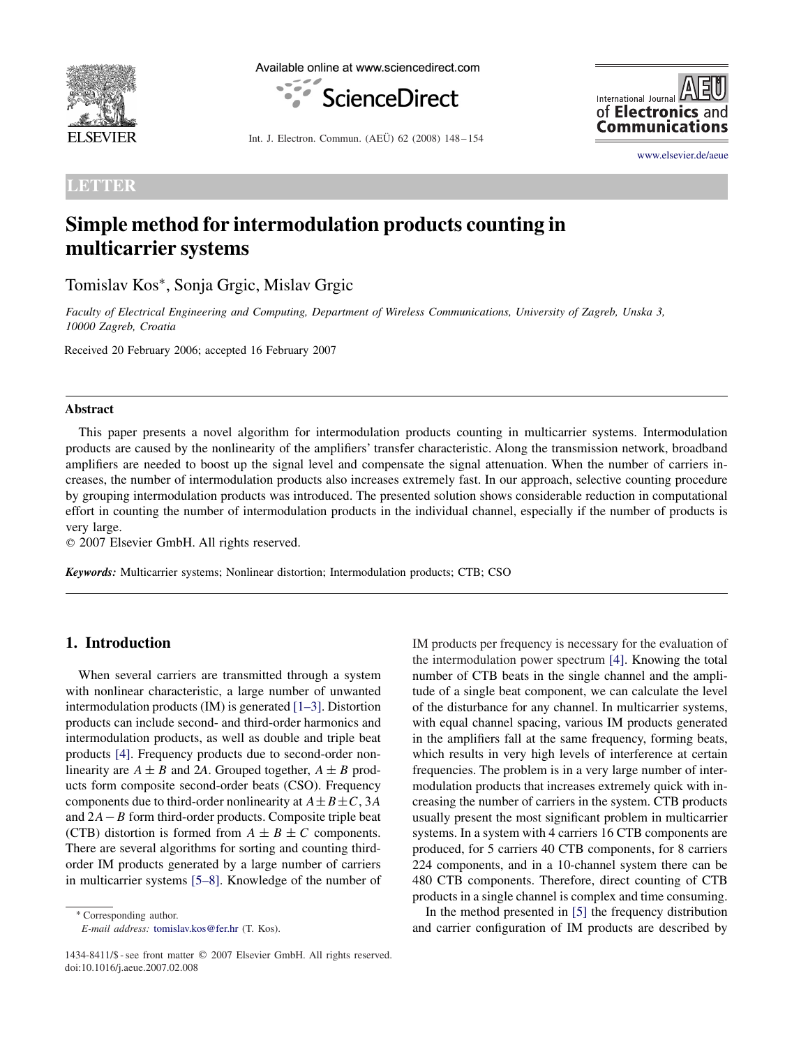LETTER

# Simple method for intermodulation products counting in multicarrier systems

Tomislav Kos*, Sonja Grgic, Mislav Grgic

*Faculty of Electrical Engineering and Computing, Department of Wireless Communications, University of Zagreb, Unska 3, 10000 Zagreb, Croatia*

Received 20 February 2006; accepted 16 February 2007

## Abstract

This paper presents a novel algorithm for intermodulation products counting in multicarrier systems. Intermodulation products are caused by the nonlinearity of the amplifiers' transfer characteristic. Along the transmission network, broadband amplifiers are needed to boost up the signal level and compensate the signal attenuation. When the number of carriers increases, the number of intermodulation products also increases extremely fast. In our approach, selective counting procedure by grouping intermodulation products was introduced. The presented solution shows considerable reduction in computational effort in counting the number of intermodulation products in the individual channel, especially if the number of products is very large.

© 2007 Elsevier GmbH. All rights reserved.

***Keywords:*** Multicarrier systems; Nonlinear distortion; Intermodulation products; CTB; CSO

## 1. Introduction

When several carriers are transmitted through a system with nonlinear characteristic, a large number of unwanted intermodulation products (IM) is generated [1–3]. Distortion products can include second- and third-order harmonics and intermodulation products, as well as double and triple beat products [4]. Frequency products due to second-order nonlinearity are $A \pm B$ and $2A$. Grouped together, $A \pm B$ products form composite second-order beats (CSO). Frequency components due to third-order nonlinearity at $A \pm B \pm C$, $3A$ and $2A - B$ form third-order products. Composite triple beat (CTB) distortion is formed from $A \pm B \pm C$ components. There are several algorithms for sorting and counting third-order IM products generated by a large number of carriers in multicarrier systems [5–8]. Knowledge of the number of IM products per frequency is necessary for the evaluation of the intermodulation power spectrum [4]. Knowing the total number of CTB beats in the single channel and the amplitude of a single beat component, we can calculate the level of the disturbance for any channel. In multicarrier systems, with equal channel spacing, various IM products generated in the amplifiers fall at the same frequency, forming beats, which results in very high levels of interference at certain frequencies. The problem is in a very large number of intermodulation products that increases extremely quick with increasing the number of carriers in the system. CTB products usually present the most significant problem in multicarrier systems. In a system with 4 carriers 16 CTB components are produced, for 5 carriers 40 CTB components, for 8 carriers 224 components, and in a 10-channel system there can be 480 CTB components. Therefore, direct counting of CTB products in a single channel is complex and time consuming.

In the method presented in [5] the frequency distribution and carrier configuration of IM products are described by

* Corresponding author.
*E-mail address:* tomislav.kos@fer.hr (T. Kos).

1434-8411/$ - see front matter © 2007 Elsevier GmbH. All rights reserved.
doi:10.1016/j.aeue.2007.02.008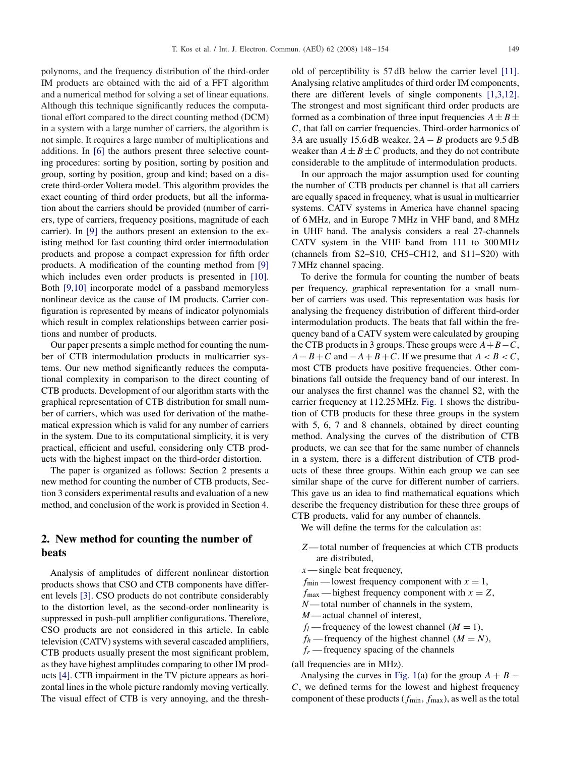polynoms, and the frequency distribution of the third-order IM products are obtained with the aid of a FFT algorithm and a numerical method for solving a set of linear equations. Although this technique significantly reduces the computational effort compared to the direct counting method (DCM) in a system with a large number of carriers, the algorithm is not simple. It requires a large number of multiplications and additions. In [6] the authors present three selective counting procedures: sorting by position, sorting by position and group, sorting by position, group and kind; based on a discrete third-order Voltera model. This algorithm provides the exact counting of third order products, but all the information about the carriers should be provided (number of carriers, type of carriers, frequency positions, magnitude of each carrier). In [9] the authors present an extension to the existing method for fast counting third order intermodulation products and propose a compact expression for fifth order products. A modification of the counting method from [9] which includes even order products is presented in [10]. Both [9,10] incorporate model of a passband memoryless nonlinear device as the cause of IM products. Carrier configuration is represented by means of indicator polynomials which result in complex relationships between carrier positions and number of products.

Our paper presents a simple method for counting the number of CTB intermodulation products in multicarrier systems. Our new method significantly reduces the computational complexity in comparison to the direct counting of CTB products. Development of our algorithm starts with the graphical representation of CTB distribution for small number of carriers, which was used for derivation of the mathematical expression which is valid for any number of carriers in the system. Due to its computational simplicity, it is very practical, efficient and useful, considering only CTB products with the highest impact on the third-order distortion.

The paper is organized as follows: Section 2 presents a new method for counting the number of CTB products, Section 3 considers experimental results and evaluation of a new method, and conclusion of the work is provided in Section 4.

## 2. New method for counting the number of beats

Analysis of amplitudes of different nonlinear distortion products shows that CSO and CTB components have different levels [3]. CSO products do not contribute considerably to the distortion level, as the second-order nonlinearity is suppressed in push-pull amplifier configurations. Therefore, CSO products are not considered in this article. In cable television (CATV) systems with several cascaded amplifiers, CTB products usually present the most significant problem, as they have highest amplitudes comparing to other IM products [4]. CTB impairment in the TV picture appears as horizontal lines in the whole picture randomly moving vertically. The visual effect of CTB is very annoying, and the threshold of perceptibility is 57 dB below the carrier level [11]. Analysing relative amplitudes of third order IM components, there are different levels of single components [1,3,12]. The strongest and most significant third order products are formed as a combination of three input frequencies $A \pm B \pm C$, that fall on carrier frequencies. Third-order harmonics of $3A$ are usually 15.6 dB weaker, $2A - B$ products are 9.5 dB weaker than $A \pm B \pm C$ products, and they do not contribute considerable to the amplitude of intermodulation products.

In our approach the major assumption used for counting the number of CTB products per channel is that all carriers are equally spaced in frequency, what is usual in multicarrier systems. CATV systems in America have channel spacing of 6 MHz, and in Europe 7 MHz in VHF band, and 8 MHz in UHF band. The analysis considers a real 27-channels CATV system in the VHF band from 111 to 300 MHz (channels from S2–S10, CH5–CH12, and S11–S20) with 7 MHz channel spacing.

To derive the formula for counting the number of beats per frequency, graphical representation for a small number of carriers was used. This representation was basis for analysing the frequency distribution of different third-order intermodulation products. The beats that fall within the frequency band of a CATV system were calculated by grouping the CTB products in 3 groups. These groups were $A+B-C$, $A-B+C$ and $-A+B+C$. If we presume that $A < B < C$, most CTB products have positive frequencies. Other combinations fall outside the frequency band of our interest. In our analyses the first channel was the channel S2, with the carrier frequency at 112.25 MHz. Fig. 1 shows the distribution of CTB products for these three groups in the system with 5, 6, 7 and 8 channels, obtained by direct counting method. Analysing the curves of the distribution of CTB products, we can see that for the same number of channels in a system, there is a different distribution of CTB products of these three groups. Within each group we can see similar shape of the curve for different number of carriers. This gave us an idea to find mathematical equations which describe the frequency distribution for these three groups of CTB products, valid for any number of channels.

We will define the terms for the calculation as:

- $Z$ — total number of frequencies at which CTB products are distributed,
- $x$ — single beat frequency,
- $f_{\min}$ — lowest frequency component with $x = 1$,
- $f_{\max}$ — highest frequency component with $x = Z$,
- $N$ — total number of channels in the system,
- $M$ — actual channel of interest,
- $f_l$ — frequency of the lowest channel ($M = 1$),
- $f_h$ — frequency of the highest channel ($M = N$),
- $f_r$ — frequency spacing of the channels

(all frequencies are in MHz).

Analysing the curves in Fig. 1(a) for the group $A + B - C$, we defined terms for the lowest and highest frequency component of these products ($f_{\min}$, $f_{\max}$), as well as the total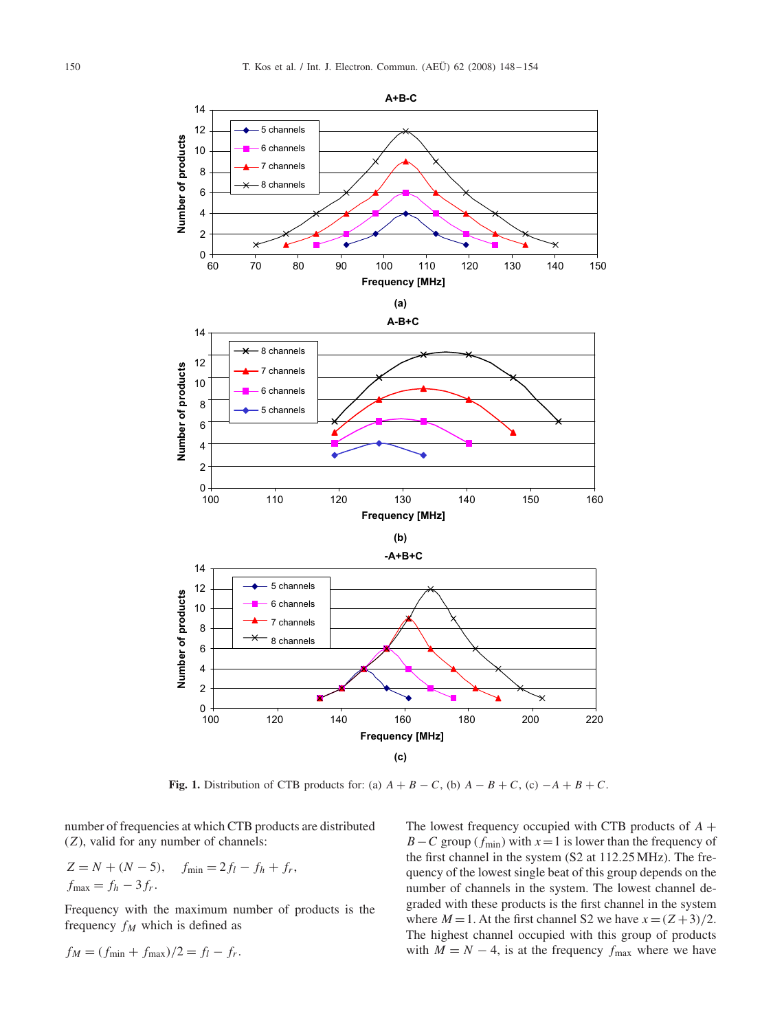**Fig. 1.** Distribution of CTB products for: (a) $A+B-C$, (b) $A-B+C$, (c) $-A+B+C$.

number of frequencies at which CTB products are distributed ($Z$), valid for any number of channels:

$$Z = N + (N-5), \quad f_{\min} = 2f_l - f_h + f_r,$$
$$f_{\max} = f_h - 3f_r.$$

Frequency with the maximum number of products is the frequency $f_M$ which is defined as

$$f_M = (f_{\min} + f_{\max})/2 = f_l - f_r.$$

The lowest frequency occupied with CTB products of $A+B-C$ group ($f_{\min}$) with $x=1$ is lower than the frequency of the first channel in the system (S2 at 112.25 MHz). The frequency of the lowest single beat of this group depends on the number of channels in the system. The lowest channel degraded with these products is the first channel in the system where $M=1$. At the first channel S2 we have $x=(Z+3)/2$. The highest channel occupied with this group of products with $M=N-4$, is at the frequency $f_{\max}$ where we have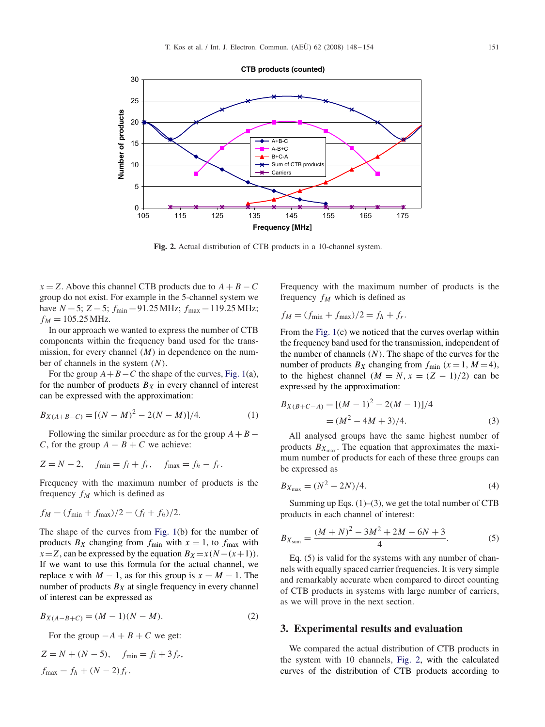Fig. 2. Actual distribution of CTB products in a 10-channel system.

$x = Z$. Above this channel CTB products due to $A + B - C$ group do not exist. For example in the 5-channel system we have $N = 5$; $Z = 5$; $f_{\min} = 91.25$ MHz; $f_{\max} = 119.25$ MHz; $f_M = 105.25$ MHz.

In our approach we wanted to express the number of CTB components within the frequency band used for the transmission, for every channel ($M$) in dependence on the number of channels in the system ($N$).

For the group $A + B - C$ the shape of the curves, Fig. 1(a), for the number of products $B_X$ in every channel of interest can be expressed with the approximation:

$$B_{X(A+B-C)} = [(N - M)^2 - 2(N - M)]/4. \tag{1}$$

Following the similar procedure as for the group $A + B - C$, for the group $A - B + C$ we achieve:

$$Z = N - 2, \quad f_{\min} = f_l + f_r, \quad f_{\max} = f_h - f_r.$$

Frequency with the maximum number of products is the frequency $f_M$ which is defined as

$$f_M = (f_{\min} + f_{\max})/2 = (f_l + f_h)/2.$$

The shape of the curves from Fig. 1(b) for the number of products $B_X$ changing from $f_{\min}$ with $x = 1$, to $f_{\max}$ with $x = Z$, can be expressed by the equation $B_X = x(N - (x + 1))$. If we want to use this formula for the actual channel, we replace $x$ with $M - 1$, as for this group is $x = M - 1$. The number of products $B_X$ at single frequency in every channel of interest can be expressed as

$$B_{X(A-B+C)} = (M - 1)(N - M). \tag{2}$$

For the group $-A + B + C$ we get:

$$Z = N + (N - 5), \quad f_{\min} = f_l + 3f_r,$$

$$f_{\max} = f_h + (N - 2)f_r.$$

Frequency with the maximum number of products is the frequency $f_M$ which is defined as

$$f_M = (f_{\min} + f_{\max})/2 = f_h + f_r.$$

From the Fig. 1(c) we noticed that the curves overlap within the frequency band used for the transmission, independent of the number of channels ($N$). The shape of the curves for the number of products $B_X$ changing from $f_{\min}$ ($x = 1$, $M = 4$), to the highest channel ($M = N$, $x = (Z - 1)/2$) can be expressed by the approximation:

$$B_{X(B+C-A)} = [(M - 1)^2 - 2(M - 1)]/4$$
$$= (M^2 - 4M + 3)/4. \tag{3}$$

All analysed groups have the same highest number of products $B_{X_{\max}}$. The equation that approximates the maximum number of products for each of these three groups can be expressed as

$$B_{X_{\max}} = (N^2 - 2N)/4. \tag{4}$$

Summing up Eqs. (1)–(3), we get the total number of CTB products in each channel of interest:

$$B_{X_{\text{sum}}} = \frac{(M + N)^2 - 3M^2 + 2M - 6N + 3}{4}. \tag{5}$$

Eq. (5) is valid for the systems with any number of channels with equally spaced carrier frequencies. It is very simple and remarkably accurate when compared to direct counting of CTB products in systems with large number of carriers, as we will prove in the next section.

## 3. Experimental results and evaluation

We compared the actual distribution of CTB products in the system with 10 channels, Fig. 2, with the calculated curves of the distribution of CTB products according to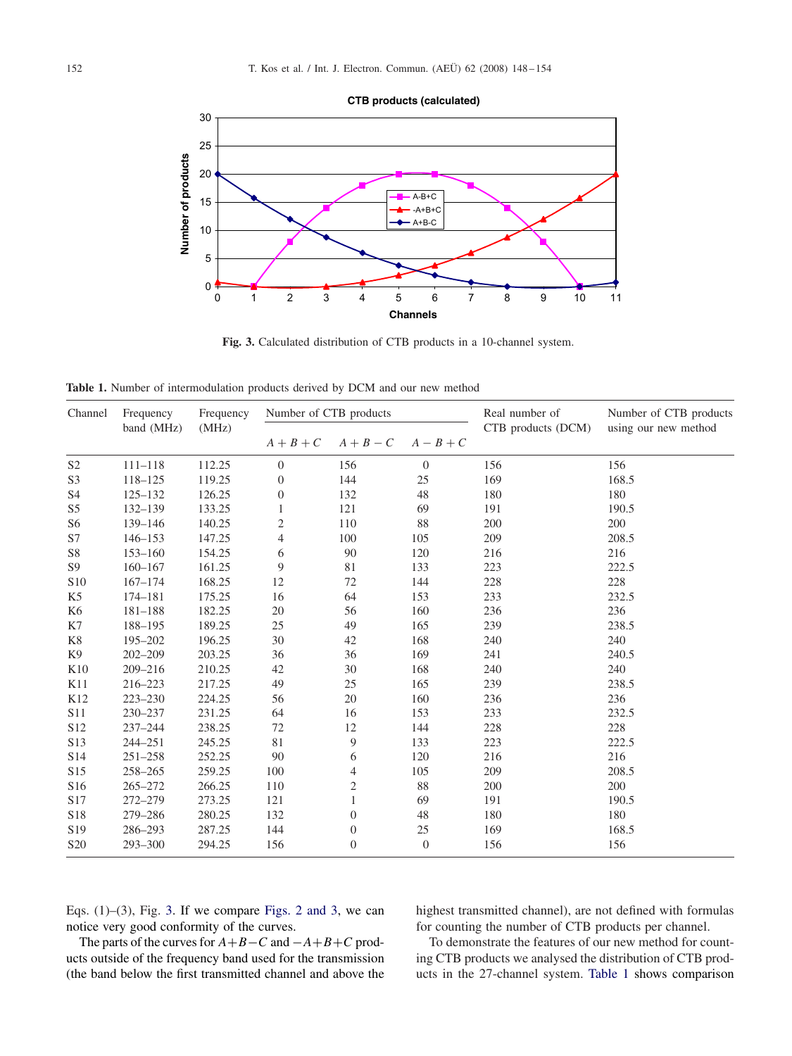**Fig. 3.** Calculated distribution of CTB products in a 10-channel system.

**Table 1.** Number of intermodulation products derived by DCM and our new method

| Channel | Frequency band (MHz) | Frequency (MHz) | Number of CTB products | | | Real number of CTB products (DCM) | Number of CTB products using our new method |
|---|---|---|---|---|---|---|---|
| | | | $A+B+C$ | $A+B-C$ | $A-B+C$ | | |
| S2 | 111–118 | 112.25 | 0 | 156 | 0 | 156 | 156 |
| S3 | 118–125 | 119.25 | 0 | 144 | 25 | 169 | 168.5 |
| S4 | 125–132 | 126.25 | 0 | 132 | 48 | 180 | 180 |
| S5 | 132–139 | 133.25 | 1 | 121 | 69 | 191 | 190.5 |
| S6 | 139–146 | 140.25 | 2 | 110 | 88 | 200 | 200 |
| S7 | 146–153 | 147.25 | 4 | 100 | 105 | 209 | 208.5 |
| S8 | 153–160 | 154.25 | 6 | 90 | 120 | 216 | 216 |
| S9 | 160–167 | 161.25 | 9 | 81 | 133 | 223 | 222.5 |
| S10 | 167–174 | 168.25 | 12 | 72 | 144 | 228 | 228 |
| K5 | 174–181 | 175.25 | 16 | 64 | 153 | 233 | 232.5 |
| K6 | 181–188 | 182.25 | 20 | 56 | 160 | 236 | 236 |
| K7 | 188–195 | 189.25 | 25 | 49 | 165 | 239 | 238.5 |
| K8 | 195–202 | 196.25 | 30 | 42 | 168 | 240 | 240 |
| K9 | 202–209 | 203.25 | 36 | 36 | 169 | 241 | 240.5 |
| K10 | 209–216 | 210.25 | 42 | 30 | 168 | 240 | 240 |
| K11 | 216–223 | 217.25 | 49 | 25 | 165 | 239 | 238.5 |
| K12 | 223–230 | 224.25 | 56 | 20 | 160 | 236 | 236 |
| S11 | 230–237 | 231.25 | 64 | 16 | 153 | 233 | 232.5 |
| S12 | 237–244 | 238.25 | 72 | 12 | 144 | 228 | 228 |
| S13 | 244–251 | 245.25 | 81 | 9 | 133 | 223 | 222.5 |
| S14 | 251–258 | 252.25 | 90 | 6 | 120 | 216 | 216 |
| S15 | 258–265 | 259.25 | 100 | 4 | 105 | 209 | 208.5 |
| S16 | 265–272 | 266.25 | 110 | 2 | 88 | 200 | 200 |
| S17 | 272–279 | 273.25 | 121 | 1 | 69 | 191 | 190.5 |
| S18 | 279–286 | 280.25 | 132 | 0 | 48 | 180 | 180 |
| S19 | 286–293 | 287.25 | 144 | 0 | 25 | 169 | 168.5 |
| S20 | 293–300 | 294.25 | 156 | 0 | 0 | 156 | 156 |

Eqs. (1)–(3), Fig. 3. If we compare Figs. 2 and 3, we can notice very good conformity of the curves.

The parts of the curves for $A+B-C$ and $-A+B+C$ products outside of the frequency band used for the transmission (the band below the first transmitted channel and above the highest transmitted channel), are not defined with formulas for counting the number of CTB products per channel.

To demonstrate the features of our new method for counting CTB products we analysed the distribution of CTB products in the 27-channel system. Table 1 shows comparison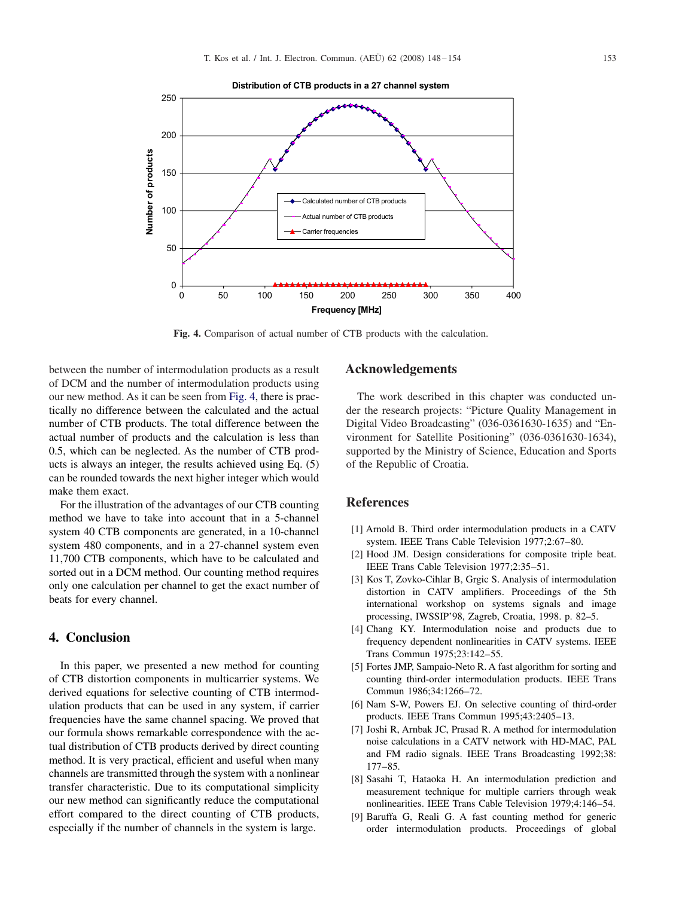Fig. 4. Comparison of actual number of CTB products with the calculation.

between the number of intermodulation products as a result of DCM and the number of intermodulation products using our new method. As it can be seen from Fig. 4, there is practically no difference between the calculated and the actual number of CTB products. The total difference between the actual number of products and the calculation is less than 0.5, which can be neglected. As the number of CTB products is always an integer, the results achieved using Eq. (5) can be rounded towards the next higher integer which would make them exact.

For the illustration of the advantages of our CTB counting method we have to take into account that in a 5-channel system 40 CTB components are generated, in a 10-channel system 480 components, and in a 27-channel system even 11,700 CTB components, which have to be calculated and sorted out in a DCM method. Our counting method requires only one calculation per channel to get the exact number of beats for every channel.

## 4. Conclusion

In this paper, we presented a new method for counting of CTB distortion components in multicarrier systems. We derived equations for selective counting of CTB intermodulation products that can be used in any system, if carrier frequencies have the same channel spacing. We proved that our formula shows remarkable correspondence with the actual distribution of CTB products derived by direct counting method. It is very practical, efficient and useful when many channels are transmitted through the system with a nonlinear transfer characteristic. Due to its computational simplicity our new method can significantly reduce the computational effort compared to the direct counting of CTB products, especially if the number of channels in the system is large.

## Acknowledgements

The work described in this chapter was conducted under the research projects: "Picture Quality Management in Digital Video Broadcasting" (036-0361630-1635) and "Environment for Satellite Positioning" (036-0361630-1634), supported by the Ministry of Science, Education and Sports of the Republic of Croatia.

## References

[1] Arnold B. Third order intermodulation products in a CATV system. IEEE Trans Cable Television 1977;2:67–80.

[2] Hood JM. Design considerations for composite triple beat. IEEE Trans Cable Television 1977;2:35–51.

[3] Kos T, Zovko-Cihlar B, Grgic S. Analysis of intermodulation distortion in CATV amplifiers. Proceedings of the 5th international workshop on systems signals and image processing, IWSSIP'98, Zagreb, Croatia, 1998. p. 82–5.

[4] Chang KY. Intermodulation noise and products due to frequency dependent nonlinearities in CATV systems. IEEE Trans Commun 1975;23:142–55.

[5] Fortes JMP, Sampaio-Neto R. A fast algorithm for sorting and counting third-order intermodulation products. IEEE Trans Commun 1986;34:1266–72.

[6] Nam S-W, Powers EJ. On selective counting of third-order products. IEEE Trans Commun 1995;43:2405–13.

[7] Joshi R, Arnbak JC, Prasad R. A method for intermodulation noise calculations in a CATV network with HD-MAC, PAL and FM radio signals. IEEE Trans Broadcasting 1992;38: 177–85.

[8] Sasahi T, Hataoka H. An intermodulation prediction and measurement technique for multiple carriers through weak nonlinearities. IEEE Trans Cable Television 1979;4:146–54.

[9] Baruffa G, Reali G. A fast counting method for generic order intermodulation products. Proceedings of global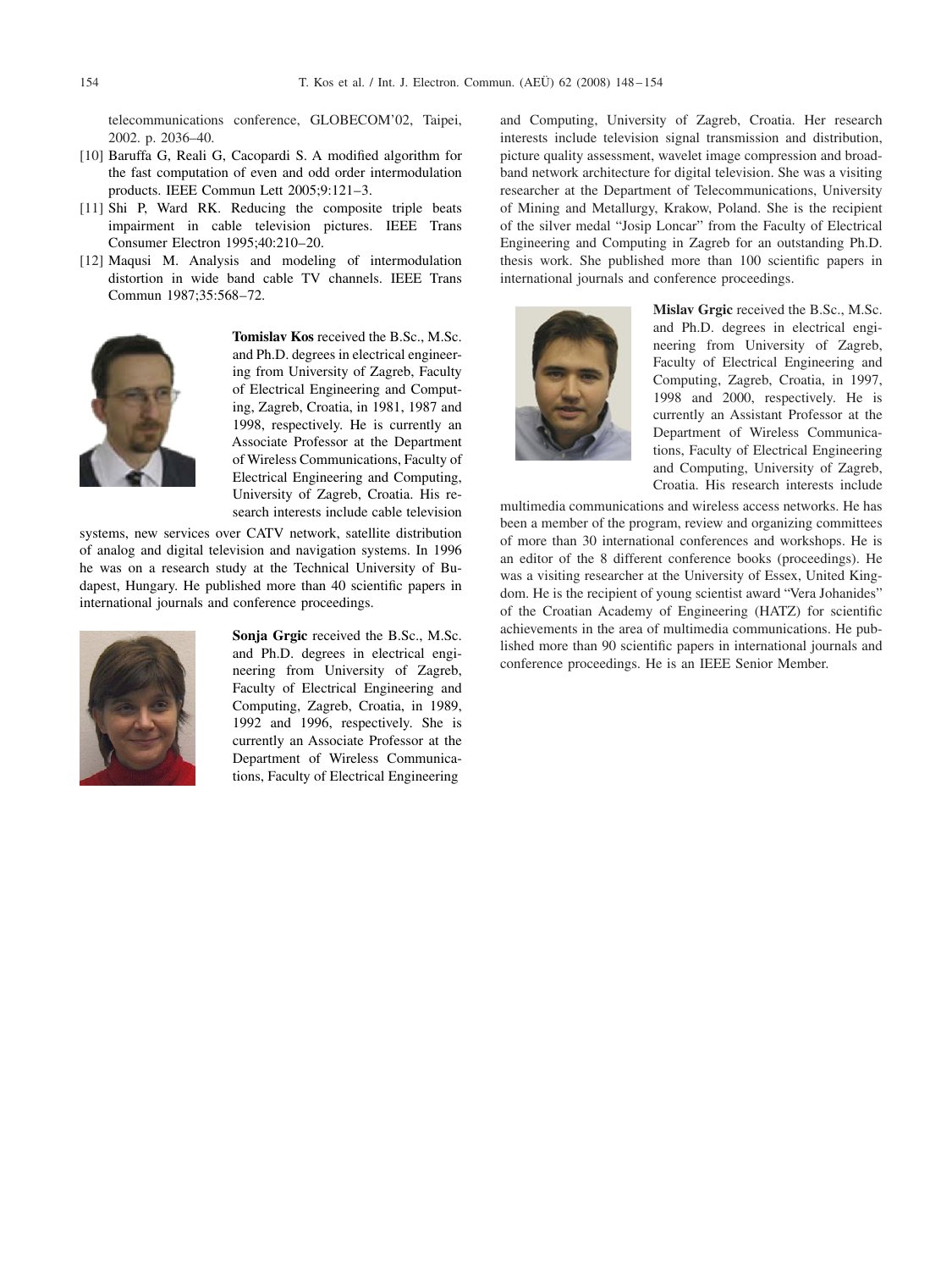telecommunications conference, GLOBECOM'02, Taipei, 2002. p. 2036–40.

[10] Baruffa G, Reali G, Cacopardi S. A modified algorithm for the fast computation of even and odd order intermodulation products. IEEE Commun Lett 2005;9:121–3.

[11] Shi P, Ward RK. Reducing the composite triple beats impairment in cable television pictures. IEEE Trans Consumer Electron 1995;40:210–20.

[12] Maqusi M. Analysis and modeling of intermodulation distortion in wide band cable TV channels. IEEE Trans Commun 1987;35:568–72.

**Tomislav Kos** received the B.Sc., M.Sc. and Ph.D. degrees in electrical engineering from University of Zagreb, Faculty of Electrical Engineering and Computing, Zagreb, Croatia, in 1981, 1987 and 1998, respectively. He is currently an Associate Professor at the Department of Wireless Communications, Faculty of Electrical Engineering and Computing, University of Zagreb, Croatia. His research interests include cable television systems, new services over CATV network, satellite distribution of analog and digital television and navigation systems. In 1996 he was on a research study at the Technical University of Budapest, Hungary. He published more than 40 scientific papers in international journals and conference proceedings.

**Sonja Grgic** received the B.Sc., M.Sc. and Ph.D. degrees in electrical engineering from University of Zagreb, Faculty of Electrical Engineering and Computing, Zagreb, Croatia, in 1989, 1992 and 1996, respectively. She is currently an Associate Professor at the Department of Wireless Communications, Faculty of Electrical Engineering and Computing, University of Zagreb, Croatia. Her research interests include television signal transmission and distribution, picture quality assessment, wavelet image compression and broadband network architecture for digital television. She was a visiting researcher at the Department of Telecommunications, University of Mining and Metallurgy, Krakow, Poland. She is the recipient of the silver medal "Josip Loncar" from the Faculty of Electrical Engineering and Computing in Zagreb for an outstanding Ph.D. thesis work. She published more than 100 scientific papers in international journals and conference proceedings.

**Mislav Grgic** received the B.Sc., M.Sc. and Ph.D. degrees in electrical engineering from University of Zagreb, Faculty of Electrical Engineering and Computing, Zagreb, Croatia, in 1997, 1998 and 2000, respectively. He is currently an Assistant Professor at the Department of Wireless Communications, Faculty of Electrical Engineering and Computing, University of Zagreb, Croatia. His research interests include multimedia communications and wireless access networks. He has been a member of the program, review and organizing committees of more than 30 international conferences and workshops. He is an editor of the 8 different conference books (proceedings). He was a visiting researcher at the University of Essex, United Kingdom. He is the recipient of young scientist award "Vera Johanides" of the Croatian Academy of Engineering (HATZ) for scientific achievements in the area of multimedia communications. He published more than 90 scientific papers in international journals and conference proceedings. He is an IEEE Senior Member.